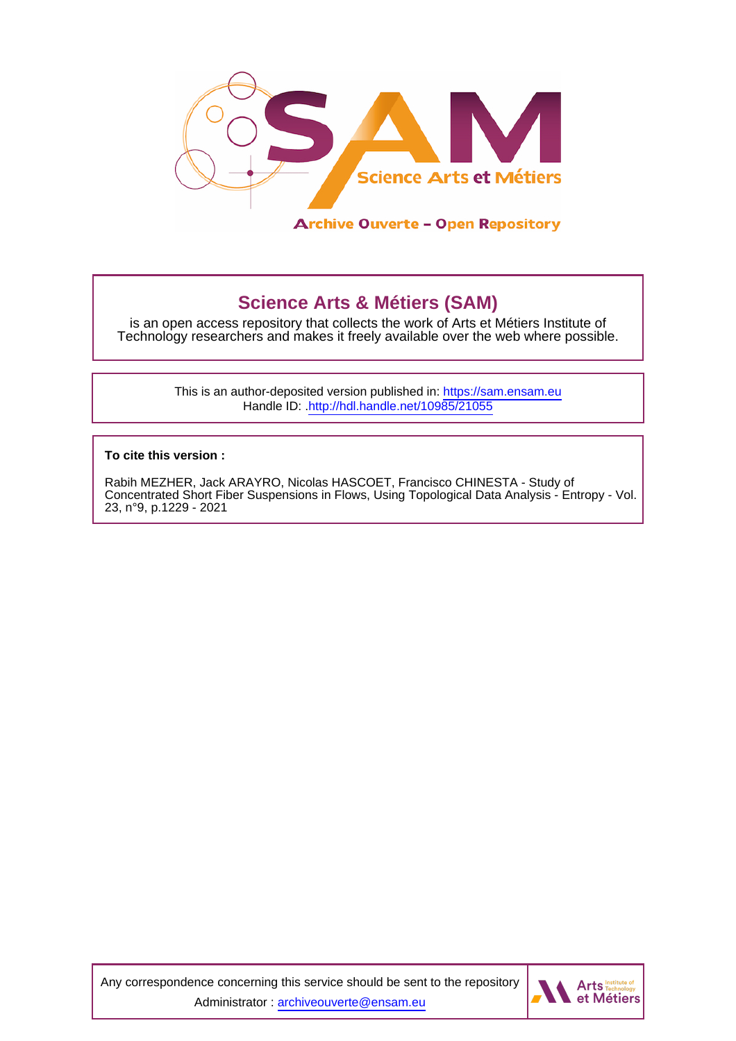Science Arts et Métiers

Archive Ouverte – Open Repository

## Science Arts & Métiers (SAM)

is an open access repository that collects the work of Arts et Métiers Institute of Technology researchers and makes it freely available over the web where possible.

This is an author-deposited version published in: https://sam.ensam.eu
Handle ID: .http://hdl.handle.net/10985/21055

**To cite this version :**

Rabih MEZHER, Jack ARAYRO, Nicolas HASCOET, Francisco CHINESTA - Study of Concentrated Short Fiber Suspensions in Flows, Using Topological Data Analysis - Entropy - Vol. 23, n°9, p.1229 - 2021

Any correspondence concerning this service should be sent to the repository Administrator : archiveouverte@ensam.eu

Arts Institute of Technology et Métiers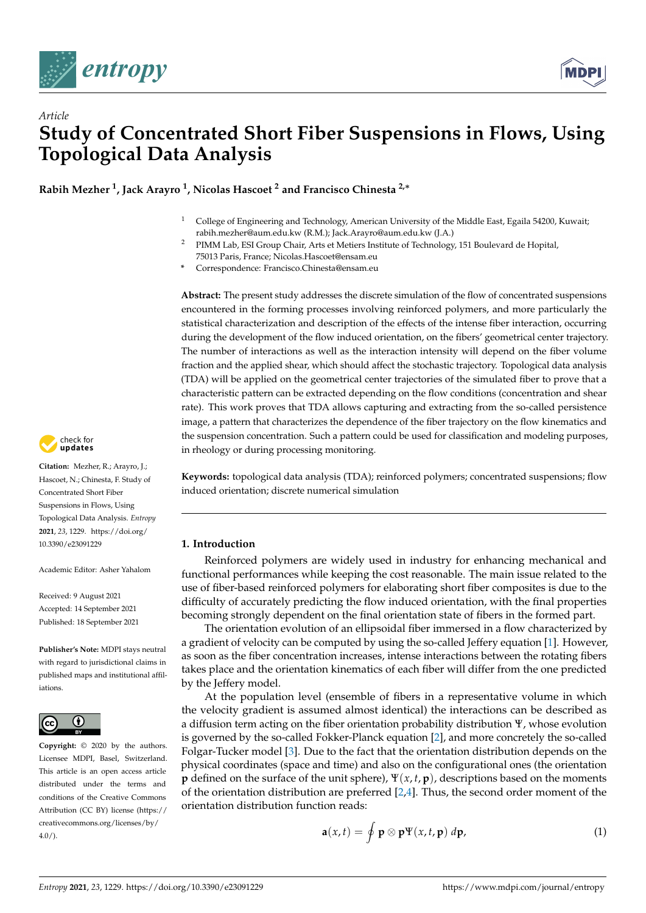# Study of Concentrated Short Fiber Suspensions in Flows, Using Topological Data Analysis

**Rabih Mezher [1], Jack Arayro [1], Nicolas Hascoet [2] and Francisco Chinesta [2,*]**

[1] College of Engineering and Technology, American University of the Middle East, Egaila 54200, Kuwait; rabih.mezher@aum.edu.kw (R.M.); Jack.Arayro@aum.edu.kw (J.A.)

[2] PIMM Lab, ESI Group Chair, Arts et Metiers Institute of Technology, 151 Boulevard de Hopital, 75013 Paris, France; Nicolas.Hascoet@ensam.eu

\* Correspondence: Francisco.Chinesta@ensam.eu

**Abstract:** The present study addresses the discrete simulation of the flow of concentrated suspensions encountered in the forming processes involving reinforced polymers, and more particularly the statistical characterization and description of the effects of the intense fiber interaction, occurring during the development of the flow induced orientation, on the fibers' geometrical center trajectory. The number of interactions as well as the interaction intensity will depend on the fiber volume fraction and the applied shear, which should affect the stochastic trajectory. Topological data analysis (TDA) will be applied on the geometrical center trajectories of the simulated fiber to prove that a characteristic pattern can be extracted depending on the flow conditions (concentration and shear rate). This work proves that TDA allows capturing and extracting from the so-called persistence image, a pattern that characterizes the dependence of the fiber trajectory on the flow kinematics and the suspension concentration. Such a pattern could be used for classification and modeling purposes, in rheology or during processing monitoring.

**Keywords:** topological data analysis (TDA); reinforced polymers; concentrated suspensions; flow induced orientation; discrete numerical simulation

**Citation:** Mezher, R.; Arayro, J.; Hascoet, N.; Chinesta, F. Study of Concentrated Short Fiber Suspensions in Flows, Using Topological Data Analysis. *Entropy* **2021**, *23*, 1229. https://doi.org/10.3390/e23091229

Academic Editor: Asher Yahalom

Received: 9 August 2021
Accepted: 14 September 2021
Published: 18 September 2021

**Publisher's Note:** MDPI stays neutral with regard to jurisdictional claims in published maps and institutional affiliations.

**Copyright:** © 2020 by the authors. Licensee MDPI, Basel, Switzerland. This article is an open access article distributed under the terms and conditions of the Creative Commons Attribution (CC BY) license (https://creativecommons.org/licenses/by/4.0/).

## 1. Introduction

Reinforced polymers are widely used in industry for enhancing mechanical and functional performances while keeping the cost reasonable. The main issue related to the use of fiber-based reinforced polymers for elaborating short fiber composites is due to the difficulty of accurately predicting the flow induced orientation, with the final properties becoming strongly dependent on the final orientation state of fibers in the formed part.

The orientation evolution of an ellipsoidal fiber immersed in a flow characterized by a gradient of velocity can be computed by using the so-called Jeffery equation [1]. However, as soon as the fiber concentration increases, intense interactions between the rotating fibers takes place and the orientation kinematics of each fiber will differ from the one predicted by the Jeffery model.

At the population level (ensemble of fibers in a representative volume in which the velocity gradient is assumed almost identical) the interactions can be described as a diffusion term acting on the fiber orientation probability distribution $\Psi$, whose evolution is governed by the so-called Fokker-Planck equation [2], and more concretely the so-called Folgar-Tucker model [3]. Due to the fact that the orientation distribution depends on the physical coordinates (space and time) and also on the configurational ones (the orientation $\mathbf{p}$ defined on the surface of the unit sphere), $\Psi(x, t, \mathbf{p})$, descriptions based on the moments of the orientation distribution are preferred [2,4]. Thus, the second order moment of the orientation distribution function reads:

$$\mathbf{a}(x, t) = \oint \mathbf{p} \otimes \mathbf{p} \Psi(x, t, \mathbf{p}) \, d\mathbf{p}, \tag{1}$$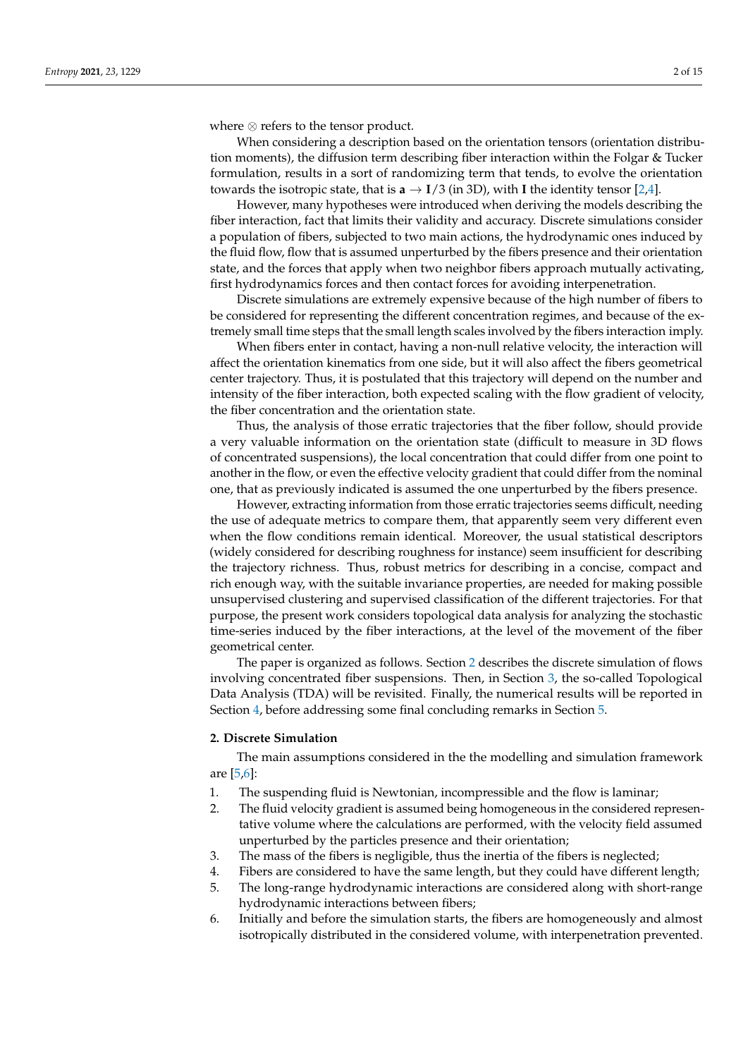where $\otimes$ refers to the tensor product.

When considering a description based on the orientation tensors (orientation distribution moments), the diffusion term describing fiber interaction within the Folgar & Tucker formulation, results in a sort of randomizing term that tends, to evolve the orientation towards the isotropic state, that is $\mathbf{a} \to \mathbf{I}/3$ (in 3D), with $\mathbf{I}$ the identity tensor [2,4].

However, many hypotheses were introduced when deriving the models describing the fiber interaction, fact that limits their validity and accuracy. Discrete simulations consider a population of fibers, subjected to two main actions, the hydrodynamic ones induced by the fluid flow, flow that is assumed unperturbed by the fibers presence and their orientation state, and the forces that apply when two neighbor fibers approach mutually activating, first hydrodynamics forces and then contact forces for avoiding interpenetration.

Discrete simulations are extremely expensive because of the high number of fibers to be considered for representing the different concentration regimes, and because of the extremely small time steps that the small length scales involved by the fibers interaction imply.

When fibers enter in contact, having a non-null relative velocity, the interaction will affect the orientation kinematics from one side, but it will also affect the fibers geometrical center trajectory. Thus, it is postulated that this trajectory will depend on the number and intensity of the fiber interaction, both expected scaling with the flow gradient of velocity, the fiber concentration and the orientation state.

Thus, the analysis of those erratic trajectories that the fiber follow, should provide a very valuable information on the orientation state (difficult to measure in 3D flows of concentrated suspensions), the local concentration that could differ from one point to another in the flow, or even the effective velocity gradient that could differ from the nominal one, that as previously indicated is assumed the one unperturbed by the fibers presence.

However, extracting information from those erratic trajectories seems difficult, needing the use of adequate metrics to compare them, that apparently seem very different even when the flow conditions remain identical. Moreover, the usual statistical descriptors (widely considered for describing roughness for instance) seem insufficient for describing the trajectory richness. Thus, robust metrics for describing in a concise, compact and rich enough way, with the suitable invariance properties, are needed for making possible unsupervised clustering and supervised classification of the different trajectories. For that purpose, the present work considers topological data analysis for analyzing the stochastic time-series induced by the fiber interactions, at the level of the movement of the fiber geometrical center.

The paper is organized as follows. Section 2 describes the discrete simulation of flows involving concentrated fiber suspensions. Then, in Section 3, the so-called Topological Data Analysis (TDA) will be revisited. Finally, the numerical results will be reported in Section 4, before addressing some final concluding remarks in Section 5.

## 2. Discrete Simulation

The main assumptions considered in the the modelling and simulation framework are [5,6]:

1. The suspending fluid is Newtonian, incompressible and the flow is laminar;
2. The fluid velocity gradient is assumed being homogeneous in the considered representative volume where the calculations are performed, with the velocity field assumed unperturbed by the particles presence and their orientation;
3. The mass of the fibers is negligible, thus the inertia of the fibers is neglected;
4. Fibers are considered to have the same length, but they could have different length;
5. The long-range hydrodynamic interactions are considered along with short-range hydrodynamic interactions between fibers;
6. Initially and before the simulation starts, the fibers are homogeneously and almost isotropically distributed in the considered volume, with interpenetration prevented.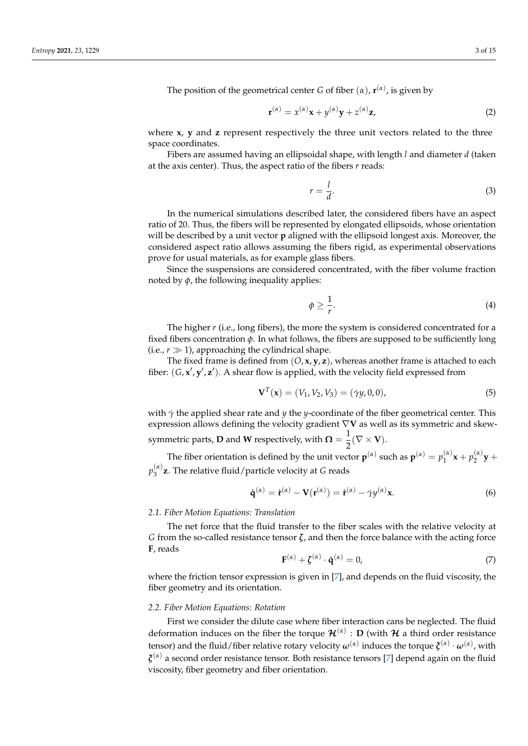The position of the geometrical center $G$ of fiber $(\alpha)$, $\mathbf{r}^{(\alpha)}$, is given by

$$\mathbf{r}^{(\alpha)} = x^{(\alpha)}\mathbf{x} + y^{(\alpha)}\mathbf{y} + z^{(\alpha)}\mathbf{z}, \tag{2}$$

where $\mathbf{x}$, $\mathbf{y}$ and $\mathbf{z}$ represent respectively the three unit vectors related to the three space coordinates.

Fibers are assumed having an ellipsoidal shape, with length $l$ and diameter $d$ (taken at the axis center). Thus, the aspect ratio of the fibers $r$ reads:

$$r = \frac{l}{d}. \tag{3}$$

In the numerical simulations described later, the considered fibers have an aspect ratio of 20. Thus, the fibers will be represented by elongated ellipsoids, whose orientation will be described by a unit vector $\mathbf{p}$ aligned with the ellipsoid longest axis. Moreover, the considered aspect ratio allows assuming the fibers rigid, as experimental observations prove for usual materials, as for example glass fibers.

Since the suspensions are considered concentrated, with the fiber volume fraction noted by $\phi$, the following inequality applies:

$$\phi \geq \frac{1}{r}. \tag{4}$$

The higher $r$ (i.e., long fibers), the more the system is considered concentrated for a fixed fibers concentration $\phi$. In what follows, the fibers are supposed to be sufficiently long (i.e., $r \gg 1$), approaching the cylindrical shape.

The fixed frame is defined from $(O, \mathbf{x}, \mathbf{y}, \mathbf{z})$, whereas another frame is attached to each fiber: $(G, \mathbf{x}', \mathbf{y}', \mathbf{z}')$. A shear flow is applied, with the velocity field expressed from

$$\mathbf{V}^T(\mathbf{x}) = (V_1, V_2, V_3) = (\dot{\gamma}y, 0, 0), \tag{5}$$

with $\dot{\gamma}$ the applied shear rate and $y$ the $y$-coordinate of the fiber geometrical center. This expression allows defining the velocity gradient $\nabla\mathbf{V}$ as well as its symmetric and skew-symmetric parts, $\mathbf{D}$ and $\mathbf{W}$ respectively, with $\mathbf{\Omega} = \frac{1}{2}(\nabla \times \mathbf{V})$.

The fiber orientation is defined by the unit vector $\mathbf{p}^{(\alpha)}$ such as $\mathbf{p}^{(\alpha)} = p_1^{(\alpha)}\mathbf{x} + p_2^{(\alpha)}\mathbf{y} + p_3^{(\alpha)}\mathbf{z}$. The relative fluid/particle velocity at $G$ reads

$$\dot{\mathbf{q}}^{(\alpha)} = \dot{\mathbf{r}}^{(\alpha)} - \mathbf{V}(\mathbf{r}^{(\alpha)}) = \dot{\mathbf{r}}^{(\alpha)} - \dot{\gamma}y^{(\alpha)}\mathbf{x}. \tag{6}$$

### *2.1. Fiber Motion Equations: Translation*

The net force that the fluid transfer to the fiber scales with the relative velocity at $G$ from the so-called resistance tensor $\boldsymbol{\zeta}$, and then the force balance with the acting force $\mathbf{F}$, reads

$$\mathbf{F}^{(\alpha)} + \boldsymbol{\zeta}^{(\alpha)} \cdot \dot{\mathbf{q}}^{(\alpha)} = 0, \tag{7}$$

where the friction tensor expression is given in [7], and depends on the fluid viscosity, the fiber geometry and its orientation.

### *2.2. Fiber Motion Equations: Rotation*

First we consider the dilute case where fiber interaction cans be neglected. The fluid deformation induces on the fiber the torque $\boldsymbol{\mathcal{H}}^{(\alpha)} : \mathbf{D}$ (with $\boldsymbol{\mathcal{H}}$ a third order resistance tensor) and the fluid/fiber relative rotary velocity $\boldsymbol{\omega}^{(\alpha)}$ induces the torque $\boldsymbol{\xi}^{(\alpha)} \cdot \boldsymbol{\omega}^{(\alpha)}$, with $\boldsymbol{\xi}^{(\alpha)}$ a second order resistance tensor. Both resistance tensors [7] depend again on the fluid viscosity, fiber geometry and fiber orientation.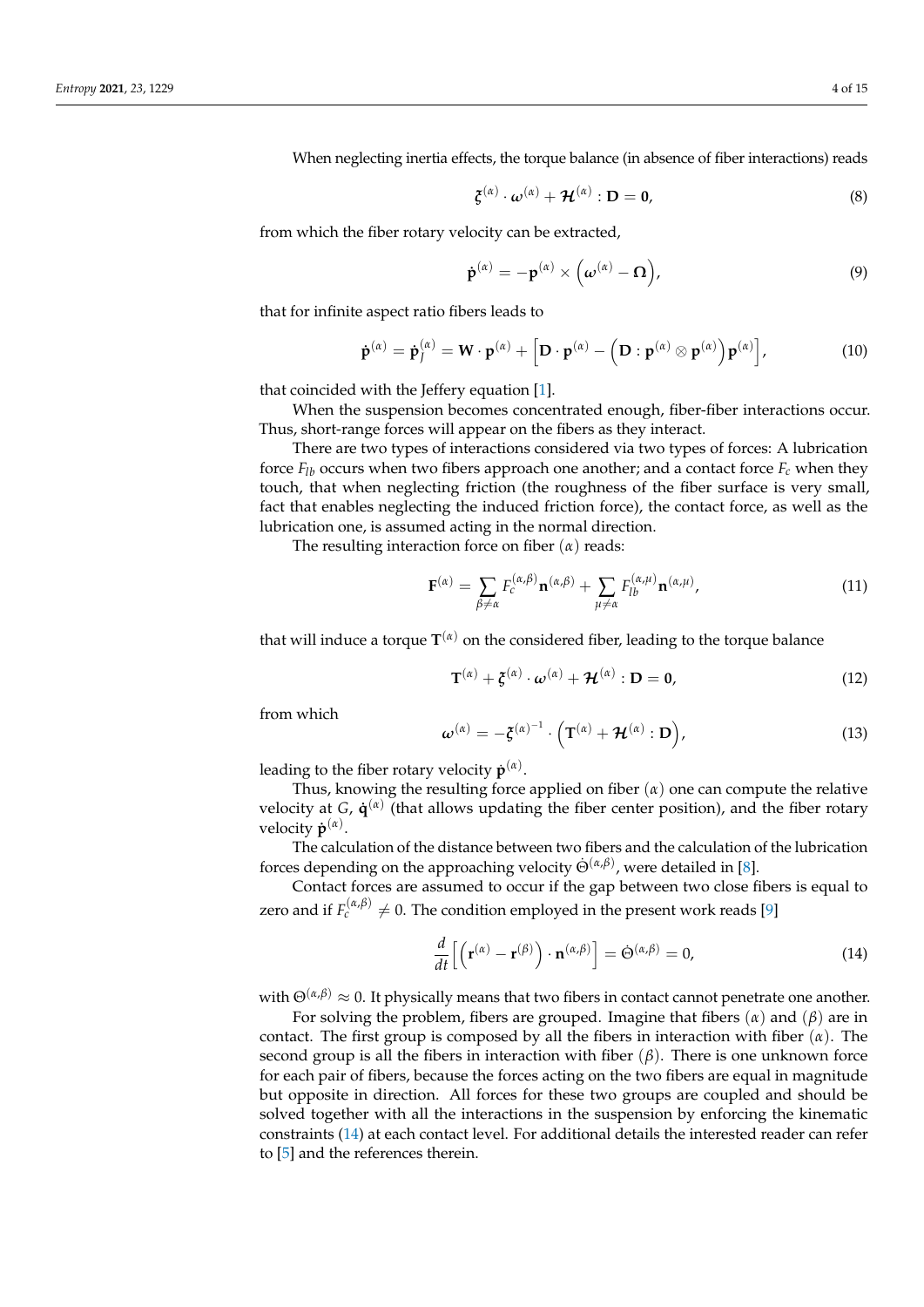When neglecting inertia effects, the torque balance (in absence of fiber interactions) reads

$$\boldsymbol{\xi}^{(\alpha)} \cdot \boldsymbol{\omega}^{(\alpha)} + \boldsymbol{\mathcal{H}}^{(\alpha)} : \mathbf{D} = \mathbf{0}, \tag{8}$$

from which the fiber rotary velocity can be extracted,

$$\dot{\mathbf{p}}^{(\alpha)} = -\mathbf{p}^{(\alpha)} \times \left( \boldsymbol{\omega}^{(\alpha)} - \boldsymbol{\Omega} \right), \tag{9}$$

that for infinite aspect ratio fibers leads to

$$\dot{\mathbf{p}}^{(\alpha)} = \dot{\mathbf{p}}_J^{(\alpha)} = \mathbf{W} \cdot \mathbf{p}^{(\alpha)} + \left[ \mathbf{D} \cdot \mathbf{p}^{(\alpha)} - \left( \mathbf{D} : \mathbf{p}^{(\alpha)} \otimes \mathbf{p}^{(\alpha)} \right) \mathbf{p}^{(\alpha)} \right], \tag{10}$$

that coincided with the Jeffery equation [1].

When the suspension becomes concentrated enough, fiber-fiber interactions occur. Thus, short-range forces will appear on the fibers as they interact.

There are two types of interactions considered via two types of forces: A lubrication force $F_{lb}$ occurs when two fibers approach one another; and a contact force $F_c$ when they touch, that when neglecting friction (the roughness of the fiber surface is very small, fact that enables neglecting the induced friction force), the contact force, as well as the lubrication one, is assumed acting in the normal direction.

The resulting interaction force on fiber $(\alpha)$ reads:

$$\mathbf{F}^{(\alpha)} = \sum_{\beta \neq \alpha} F_c^{(\alpha,\beta)} \mathbf{n}^{(\alpha,\beta)} + \sum_{\mu \neq \alpha} F_{lb}^{(\alpha,\mu)} \mathbf{n}^{(\alpha,\mu)}, \tag{11}$$

that will induce a torque $\mathbf{T}^{(\alpha)}$ on the considered fiber, leading to the torque balance

$$\mathbf{T}^{(\alpha)} + \boldsymbol{\xi}^{(\alpha)} \cdot \boldsymbol{\omega}^{(\alpha)} + \boldsymbol{\mathcal{H}}^{(\alpha)} : \mathbf{D} = \mathbf{0}, \tag{12}$$

from which

$$\boldsymbol{\omega}^{(\alpha)} = -\boldsymbol{\xi}^{(\alpha)^{-1}} \cdot \left( \mathbf{T}^{(\alpha)} + \boldsymbol{\mathcal{H}}^{(\alpha)} : \mathbf{D} \right), \tag{13}$$

leading to the fiber rotary velocity $\dot{\mathbf{p}}^{(\alpha)}$.

Thus, knowing the resulting force applied on fiber $(\alpha)$ one can compute the relative velocity at $G$, $\dot{\mathbf{q}}^{(\alpha)}$ (that allows updating the fiber center position), and the fiber rotary velocity $\dot{\mathbf{p}}^{(\alpha)}$.

The calculation of the distance between two fibers and the calculation of the lubrication forces depending on the approaching velocity $\dot{\Theta}^{(\alpha,\beta)}$, were detailed in [8].

Contact forces are assumed to occur if the gap between two close fibers is equal to zero and if $F_c^{(\alpha,\beta)} \neq 0$. The condition employed in the present work reads [9]

$$\frac{d}{dt}\left[ \left( \mathbf{r}^{(\alpha)} - \mathbf{r}^{(\beta)} \right) \cdot \mathbf{n}^{(\alpha,\beta)} \right] = \dot{\Theta}^{(\alpha,\beta)} = 0, \tag{14}$$

with $\Theta^{(\alpha,\beta)} \approx 0$. It physically means that two fibers in contact cannot penetrate one another.

For solving the problem, fibers are grouped. Imagine that fibers $(\alpha)$ and $(\beta)$ are in contact. The first group is composed by all the fibers in interaction with fiber $(\alpha)$. The second group is all the fibers in interaction with fiber $(\beta)$. There is one unknown force for each pair of fibers, because the forces acting on the two fibers are equal in magnitude but opposite in direction. All forces for these two groups are coupled and should be solved together with all the interactions in the suspension by enforcing the kinematic constraints (14) at each contact level. For additional details the interested reader can refer to [5] and the references therein.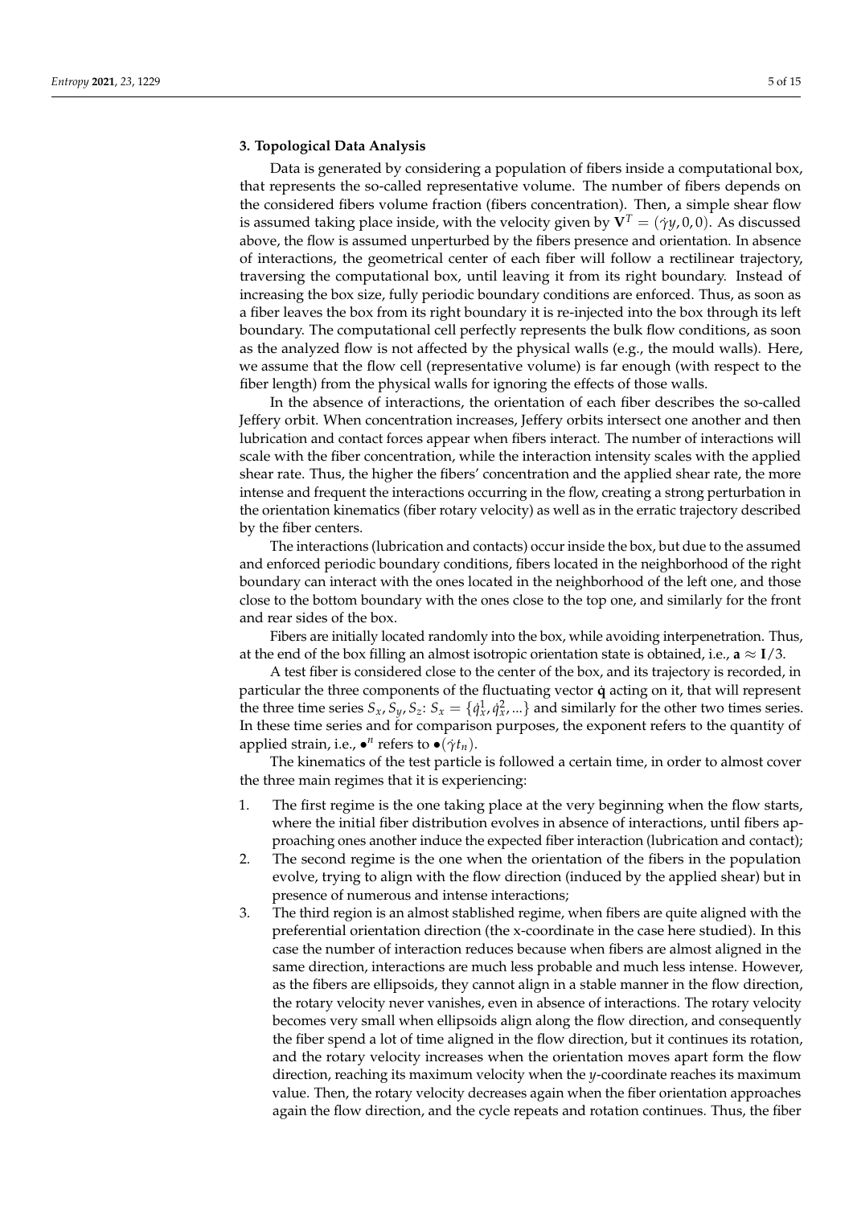## 3. Topological Data Analysis

Data is generated by considering a population of fibers inside a computational box, that represents the so-called representative volume. The number of fibers depends on the considered fibers volume fraction (fibers concentration). Then, a simple shear flow is assumed taking place inside, with the velocity given by $\mathbf{V}^T = (\dot{\gamma} y, 0, 0)$. As discussed above, the flow is assumed unperturbed by the fibers presence and orientation. In absence of interactions, the geometrical center of each fiber will follow a rectilinear trajectory, traversing the computational box, until leaving it from its right boundary. Instead of increasing the box size, fully periodic boundary conditions are enforced. Thus, as soon as a fiber leaves the box from its right boundary it is re-injected into the box through its left boundary. The computational cell perfectly represents the bulk flow conditions, as soon as the analyzed flow is not affected by the physical walls (e.g., the mould walls). Here, we assume that the flow cell (representative volume) is far enough (with respect to the fiber length) from the physical walls for ignoring the effects of those walls.

In the absence of interactions, the orientation of each fiber describes the so-called Jeffery orbit. When concentration increases, Jeffery orbits intersect one another and then lubrication and contact forces appear when fibers interact. The number of interactions will scale with the fiber concentration, while the interaction intensity scales with the applied shear rate. Thus, the higher the fibers' concentration and the applied shear rate, the more intense and frequent the interactions occurring in the flow, creating a strong perturbation in the orientation kinematics (fiber rotary velocity) as well as in the erratic trajectory described by the fiber centers.

The interactions (lubrication and contacts) occur inside the box, but due to the assumed and enforced periodic boundary conditions, fibers located in the neighborhood of the right boundary can interact with the ones located in the neighborhood of the left one, and those close to the bottom boundary with the ones close to the top one, and similarly for the front and rear sides of the box.

Fibers are initially located randomly into the box, while avoiding interpenetration. Thus, at the end of the box filling an almost isotropic orientation state is obtained, i.e., $\mathbf{a} \approx \mathbf{I}/3$.

A test fiber is considered close to the center of the box, and its trajectory is recorded, in particular the three components of the fluctuating vector $\dot{\mathbf{q}}$ acting on it, that will represent the three time series $S_x, S_y, S_z$: $S_x = \{\dot{q}_x^1, \dot{q}_x^2, ...\}$ and similarly for the other two times series. In these time series and for comparison purposes, the exponent refers to the quantity of applied strain, i.e., $\bullet^n$ refers to $\bullet(\dot{\gamma} t_n)$.

The kinematics of the test particle is followed a certain time, in order to almost cover the three main regimes that it is experiencing:

1. The first regime is the one taking place at the very beginning when the flow starts, where the initial fiber distribution evolves in absence of interactions, until fibers approaching ones another induce the expected fiber interaction (lubrication and contact);
2. The second regime is the one when the orientation of the fibers in the population evolve, trying to align with the flow direction (induced by the applied shear) but in presence of numerous and intense interactions;
3. The third region is an almost stablished regime, when fibers are quite aligned with the preferential orientation direction (the x-coordinate in the case here studied). In this case the number of interaction reduces because when fibers are almost aligned in the same direction, interactions are much less probable and much less intense. However, as the fibers are ellipsoids, they cannot align in a stable manner in the flow direction, the rotary velocity never vanishes, even in absence of interactions. The rotary velocity becomes very small when ellipsoids align along the flow direction, and consequently the fiber spend a lot of time aligned in the flow direction, but it continues its rotation, and the rotary velocity increases when the orientation moves apart form the flow direction, reaching its maximum velocity when the $y$-coordinate reaches its maximum value. Then, the rotary velocity decreases again when the fiber orientation approaches again the flow direction, and the cycle repeats and rotation continues. Thus, the fiber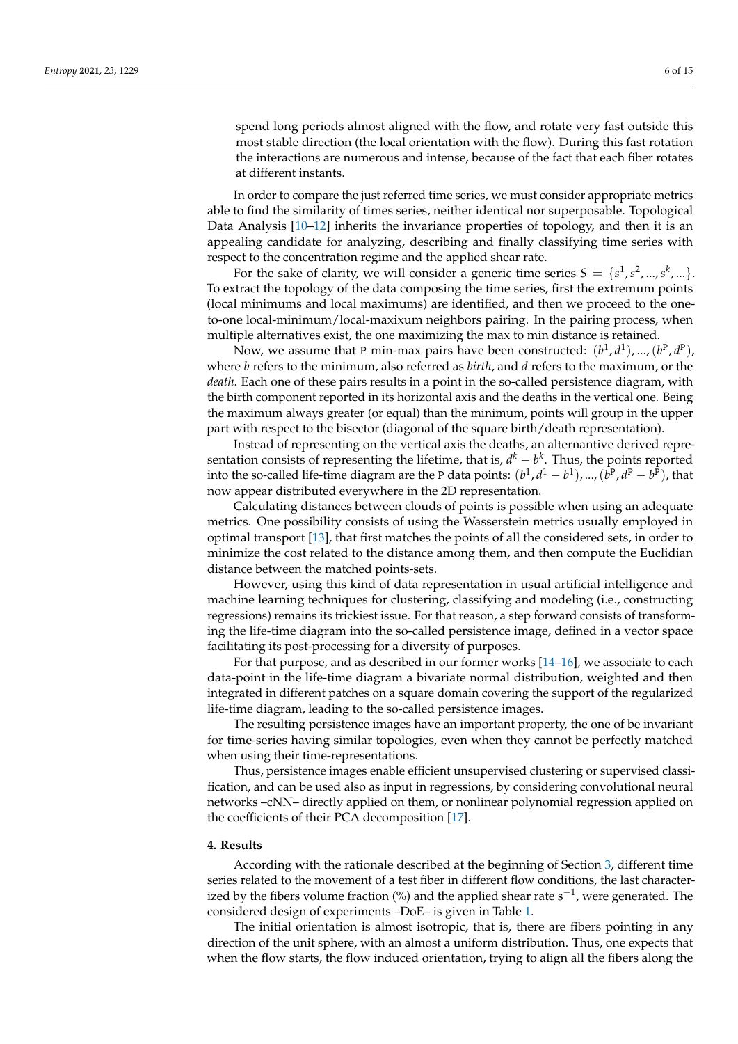spend long periods almost aligned with the flow, and rotate very fast outside this most stable direction (the local orientation with the flow). During this fast rotation the interactions are numerous and intense, because of the fact that each fiber rotates at different instants.

In order to compare the just referred time series, we must consider appropriate metrics able to find the similarity of times series, neither identical nor superposable. Topological Data Analysis [10–12] inherits the invariance properties of topology, and then it is an appealing candidate for analyzing, describing and finally classifying time series with respect to the concentration regime and the applied shear rate.

For the sake of clarity, we will consider a generic time series $S = \{s^1, s^2, ..., s^k, ...\}$. To extract the topology of the data composing the time series, first the extremum points (local minimums and local maximums) are identified, and then we proceed to the one-to-one local-minimum/local-maxixum neighbors pairing. In the pairing process, when multiple alternatives exist, the one maximizing the max to min distance is retained.

Now, we assume that P min-max pairs have been constructed: $(b^1, d^1), ..., (b^{\mathtt{P}}, d^{\mathtt{P}})$, where $b$ refers to the minimum, also referred as *birth*, and $d$ refers to the maximum, or the *death*. Each one of these pairs results in a point in the so-called persistence diagram, with the birth component reported in its horizontal axis and the deaths in the vertical one. Being the maximum always greater (or equal) than the minimum, points will group in the upper part with respect to the bisector (diagonal of the square birth/death representation).

Instead of representing on the vertical axis the deaths, an alternantive derived representation consists of representing the lifetime, that is, $d^k - b^k$. Thus, the points reported into the so-called life-time diagram are the P data points: $(b^1, d^1 - b^1), ..., (b^{\mathtt{P}}, d^{\mathtt{P}} - b^{\mathtt{P}})$, that now appear distributed everywhere in the 2D representation.

Calculating distances between clouds of points is possible when using an adequate metrics. One possibility consists of using the Wasserstein metrics usually employed in optimal transport [13], that first matches the points of all the considered sets, in order to minimize the cost related to the distance among them, and then compute the Euclidian distance between the matched points-sets.

However, using this kind of data representation in usual artificial intelligence and machine learning techniques for clustering, classifying and modeling (i.e., constructing regressions) remains its trickiest issue. For that reason, a step forward consists of transforming the life-time diagram into the so-called persistence image, defined in a vector space facilitating its post-processing for a diversity of purposes.

For that purpose, and as described in our former works [14–16], we associate to each data-point in the life-time diagram a bivariate normal distribution, weighted and then integrated in different patches on a square domain covering the support of the regularized life-time diagram, leading to the so-called persistence images.

The resulting persistence images have an important property, the one of be invariant for time-series having similar topologies, even when they cannot be perfectly matched when using their time-representations.

Thus, persistence images enable efficient unsupervised clustering or supervised classification, and can be used also as input in regressions, by considering convolutional neural networks –cNN– directly applied on them, or nonlinear polynomial regression applied on the coefficients of their PCA decomposition [17].

## 4. Results

According with the rationale described at the beginning of Section 3, different time series related to the movement of a test fiber in different flow conditions, the last characterized by the fibers volume fraction (%) and the applied shear rate $s^{-1}$, were generated. The considered design of experiments –DoE– is given in Table 1.

The initial orientation is almost isotropic, that is, there are fibers pointing in any direction of the unit sphere, with an almost a uniform distribution. Thus, one expects that when the flow starts, the flow induced orientation, trying to align all the fibers along the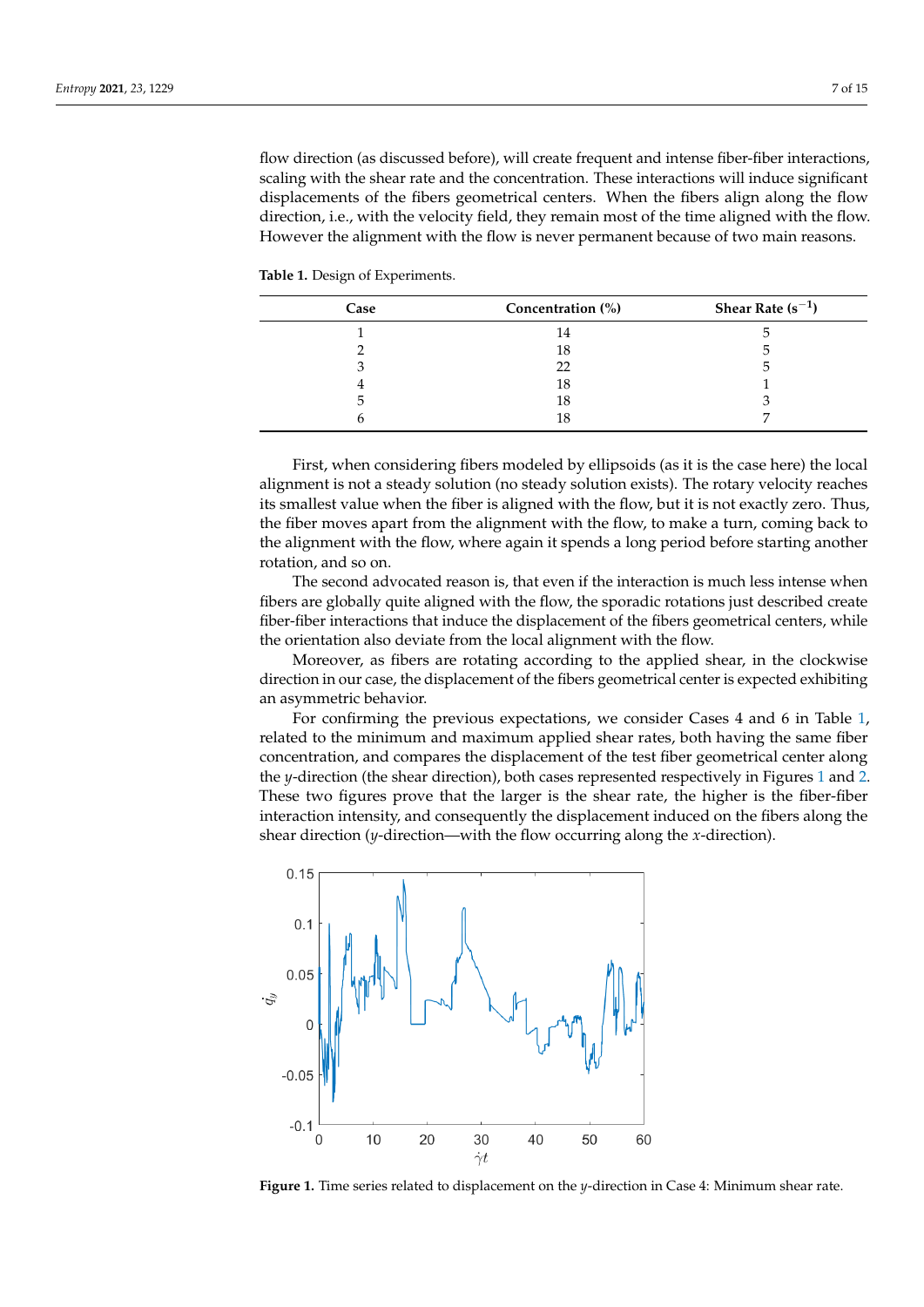flow direction (as discussed before), will create frequent and intense fiber-fiber interactions, scaling with the shear rate and the concentration. These interactions will induce significant displacements of the fibers geometrical centers. When the fibers align along the flow direction, i.e., with the velocity field, they remain most of the time aligned with the flow. However the alignment with the flow is never permanent because of two main reasons.

**Table 1.** Design of Experiments.

| Case | Concentration (%) | Shear Rate ($s^{-1}$) |
|---|---|---|
| 1 | 14 | 5 |
| 2 | 18 | 5 |
| 3 | 22 | 5 |
| 4 | 18 | 1 |
| 5 | 18 | 3 |
| 6 | 18 | 7 |

First, when considering fibers modeled by ellipsoids (as it is the case here) the local alignment is not a steady solution (no steady solution exists). The rotary velocity reaches its smallest value when the fiber is aligned with the flow, but it is not exactly zero. Thus, the fiber moves apart from the alignment with the flow, to make a turn, coming back to the alignment with the flow, where again it spends a long period before starting another rotation, and so on.

The second advocated reason is, that even if the interaction is much less intense when fibers are globally quite aligned with the flow, the sporadic rotations just described create fiber-fiber interactions that induce the displacement of the fibers geometrical centers, while the orientation also deviate from the local alignment with the flow.

Moreover, as fibers are rotating according to the applied shear, in the clockwise direction in our case, the displacement of the fibers geometrical center is expected exhibiting an asymmetric behavior.

For confirming the previous expectations, we consider Cases 4 and 6 in Table 1, related to the minimum and maximum applied shear rates, both having the same fiber concentration, and compares the displacement of the test fiber geometrical center along the $y$-direction (the shear direction), both cases represented respectively in Figures 1 and 2. These two figures prove that the larger is the shear rate, the higher is the fiber-fiber interaction intensity, and consequently the displacement induced on the fibers along the shear direction ($y$-direction—with the flow occurring along the $x$-direction).

**Figure 1.** Time series related to displacement on the $y$-direction in Case 4: Minimum shear rate.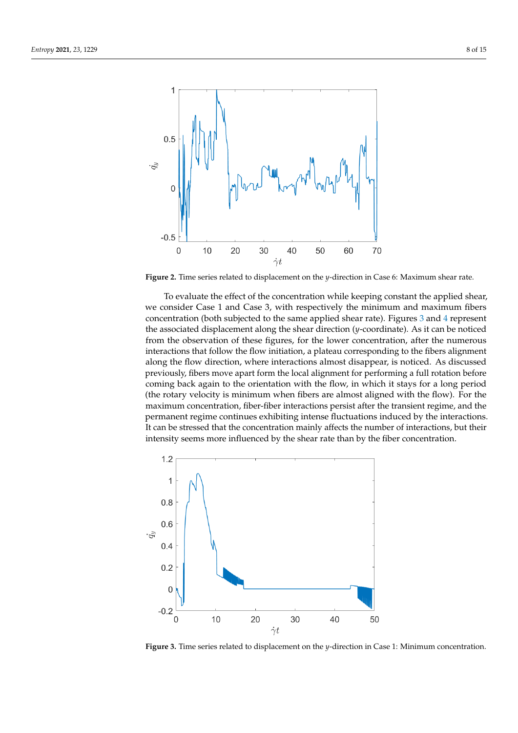**Figure 2.** Time series related to displacement on the $y$-direction in Case 6: Maximum shear rate.

To evaluate the effect of the concentration while keeping constant the applied shear, we consider Case 1 and Case 3, with respectively the minimum and maximum fibers concentration (both subjected to the same applied shear rate). Figures 3 and 4 represent the associated displacement along the shear direction ($y$-coordinate). As it can be noticed from the observation of these figures, for the lower concentration, after the numerous interactions that follow the flow initiation, a plateau corresponding to the fibers alignment along the flow direction, where interactions almost disappear, is noticed. As discussed previously, fibers move apart form the local alignment for performing a full rotation before coming back again to the orientation with the flow, in which it stays for a long period (the rotary velocity is minimum when fibers are almost aligned with the flow). For the maximum concentration, fiber-fiber interactions persist after the transient regime, and the permanent regime continues exhibiting intense fluctuations induced by the interactions. It can be stressed that the concentration mainly affects the number of interactions, but their intensity seems more influenced by the shear rate than by the fiber concentration.

**Figure 3.** Time series related to displacement on the $y$-direction in Case 1: Minimum concentration.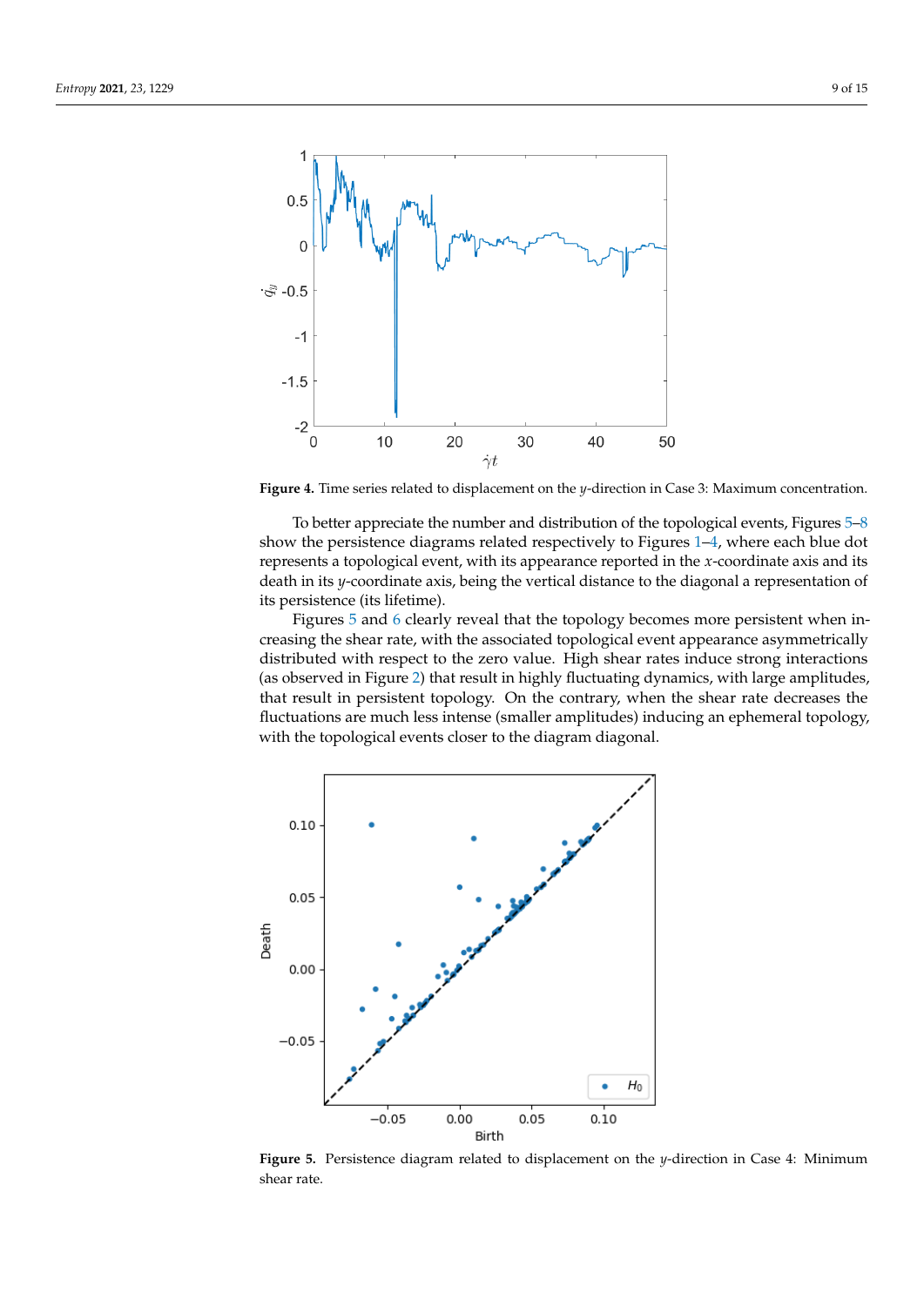**Figure 4.** Time series related to displacement on the $y$-direction in Case 3: Maximum concentration.

To better appreciate the number and distribution of the topological events, Figures 5–8 show the persistence diagrams related respectively to Figures 1–4, where each blue dot represents a topological event, with its appearance reported in the $x$-coordinate axis and its death in its $y$-coordinate axis, being the vertical distance to the diagonal a representation of its persistence (its lifetime).

Figures 5 and 6 clearly reveal that the topology becomes more persistent when increasing the shear rate, with the associated topological event appearance asymmetrically distributed with respect to the zero value. High shear rates induce strong interactions (as observed in Figure 2) that result in highly fluctuating dynamics, with large amplitudes, that result in persistent topology. On the contrary, when the shear rate decreases the fluctuations are much less intense (smaller amplitudes) inducing an ephemeral topology, with the topological events closer to the diagram diagonal.

**Figure 5.** Persistence diagram related to displacement on the $y$-direction in Case 4: Minimum shear rate.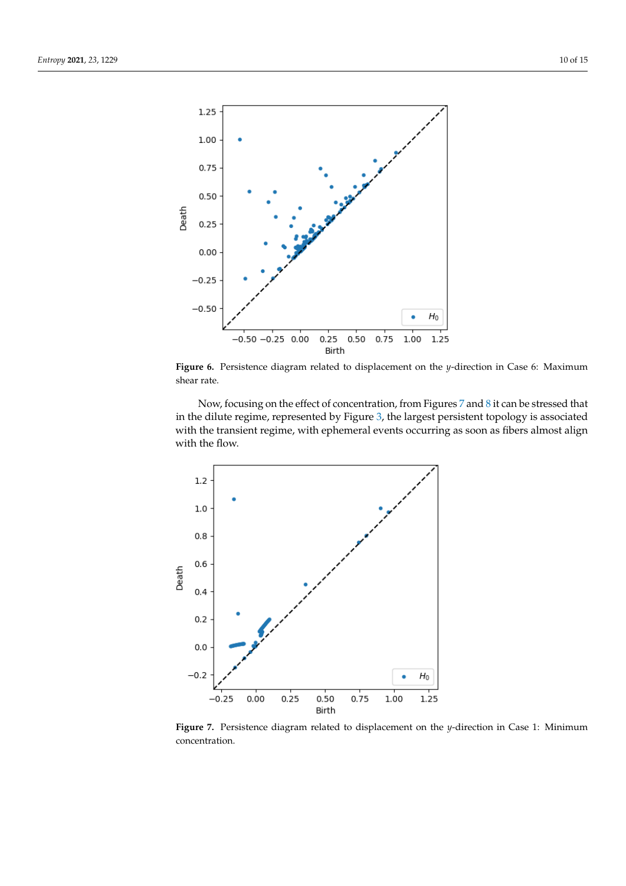**Figure 6.** Persistence diagram related to displacement on the $y$-direction in Case 6: Maximum shear rate.

Now, focusing on the effect of concentration, from Figures 7 and 8 it can be stressed that in the dilute regime, represented by Figure 3, the largest persistent topology is associated with the transient regime, with ephemeral events occurring as soon as fibers almost align with the flow.

**Figure 7.** Persistence diagram related to displacement on the $y$-direction in Case 1: Minimum concentration.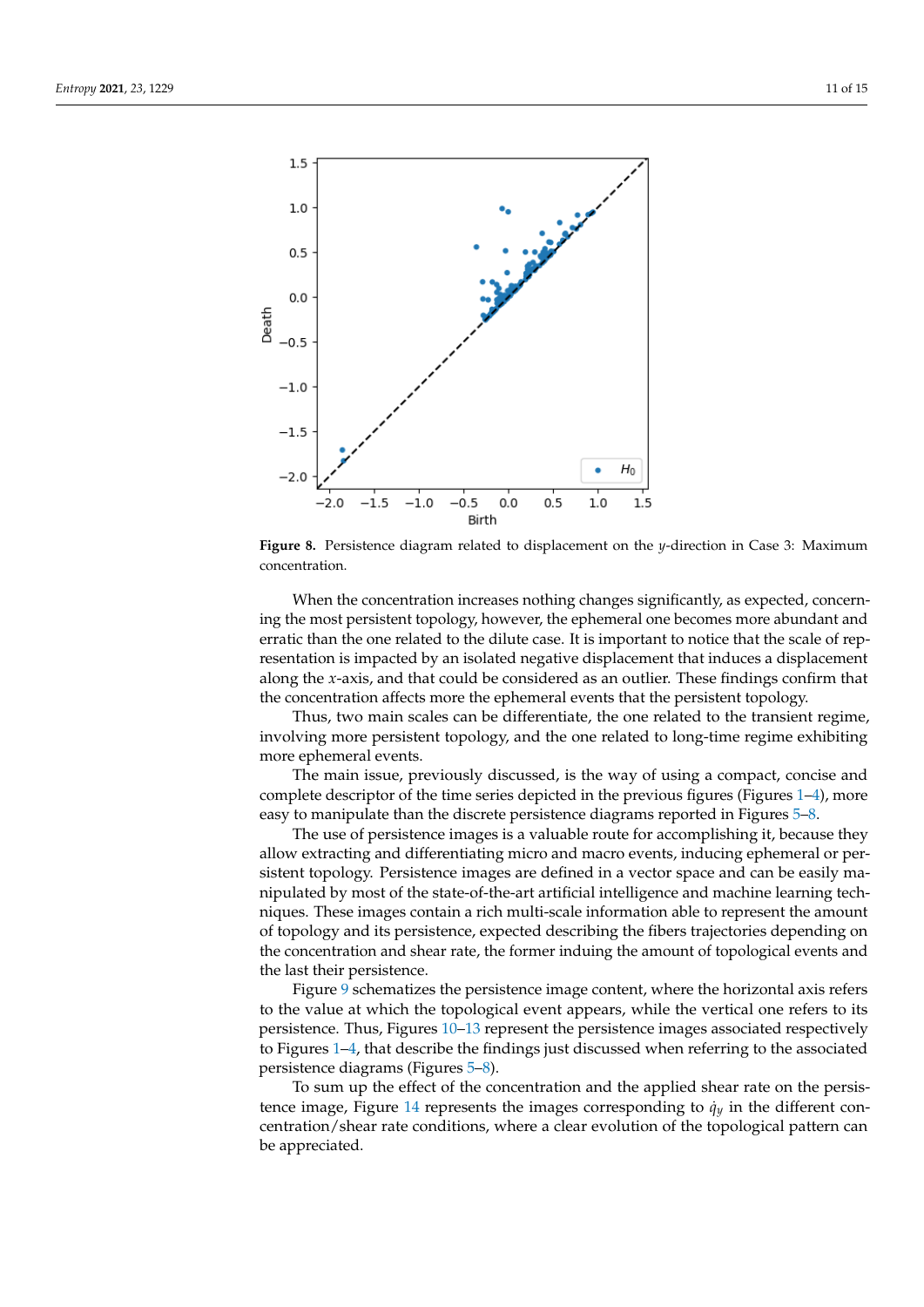**Figure 8.** Persistence diagram related to displacement on the $y$-direction in Case 3: Maximum concentration.

When the concentration increases nothing changes significantly, as expected, concerning the most persistent topology, however, the ephemeral one becomes more abundant and erratic than the one related to the dilute case. It is important to notice that the scale of representation is impacted by an isolated negative displacement that induces a displacement along the $x$-axis, and that could be considered as an outlier. These findings confirm that the concentration affects more the ephemeral events that the persistent topology.

Thus, two main scales can be differentiate, the one related to the transient regime, involving more persistent topology, and the one related to long-time regime exhibiting more ephemeral events.

The main issue, previously discussed, is the way of using a compact, concise and complete descriptor of the time series depicted in the previous figures (Figures 1–4), more easy to manipulate than the discrete persistence diagrams reported in Figures 5–8.

The use of persistence images is a valuable route for accomplishing it, because they allow extracting and differentiating micro and macro events, inducing ephemeral or persistent topology. Persistence images are defined in a vector space and can be easily manipulated by most of the state-of-the-art artificial intelligence and machine learning techniques. These images contain a rich multi-scale information able to represent the amount of topology and its persistence, expected describing the fibers trajectories depending on the concentration and shear rate, the former induing the amount of topological events and the last their persistence.

Figure 9 schematizes the persistence image content, where the horizontal axis refers to the value at which the topological event appears, while the vertical one refers to its persistence. Thus, Figures 10–13 represent the persistence images associated respectively to Figures 1–4, that describe the findings just discussed when referring to the associated persistence diagrams (Figures 5–8).

To sum up the effect of the concentration and the applied shear rate on the persistence image, Figure 14 represents the images corresponding to $\dot{q}_y$ in the different concentration/shear rate conditions, where a clear evolution of the topological pattern can be appreciated.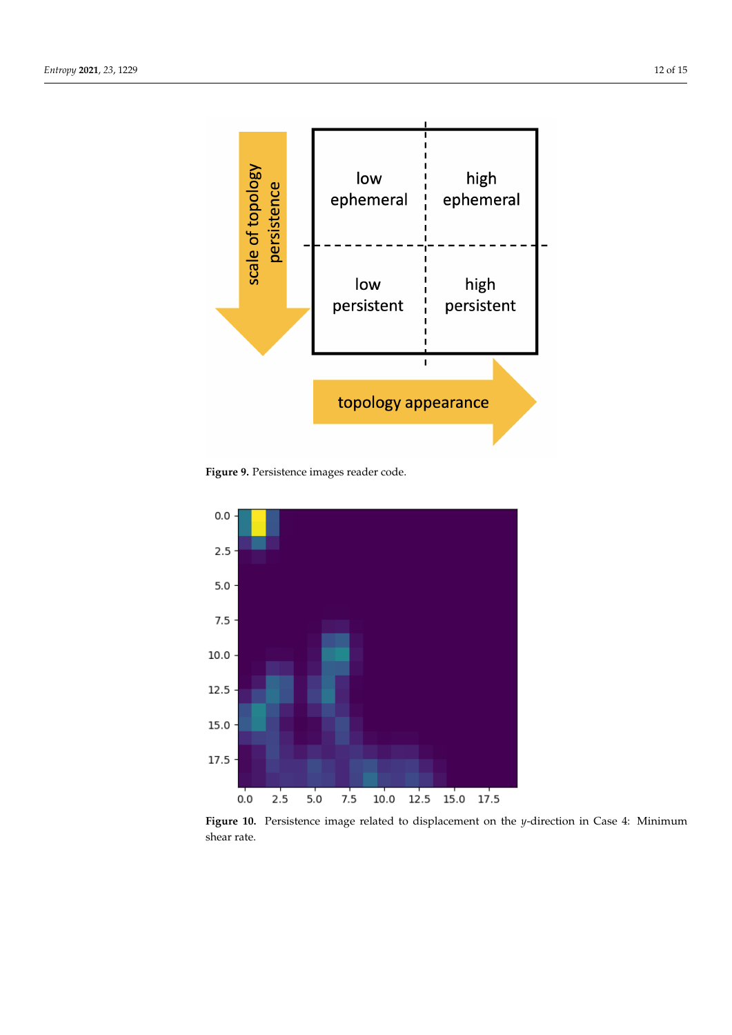**Figure 9.** Persistence images reader code.

**Figure 10.** Persistence image related to displacement on the $y$-direction in Case 4: Minimum shear rate.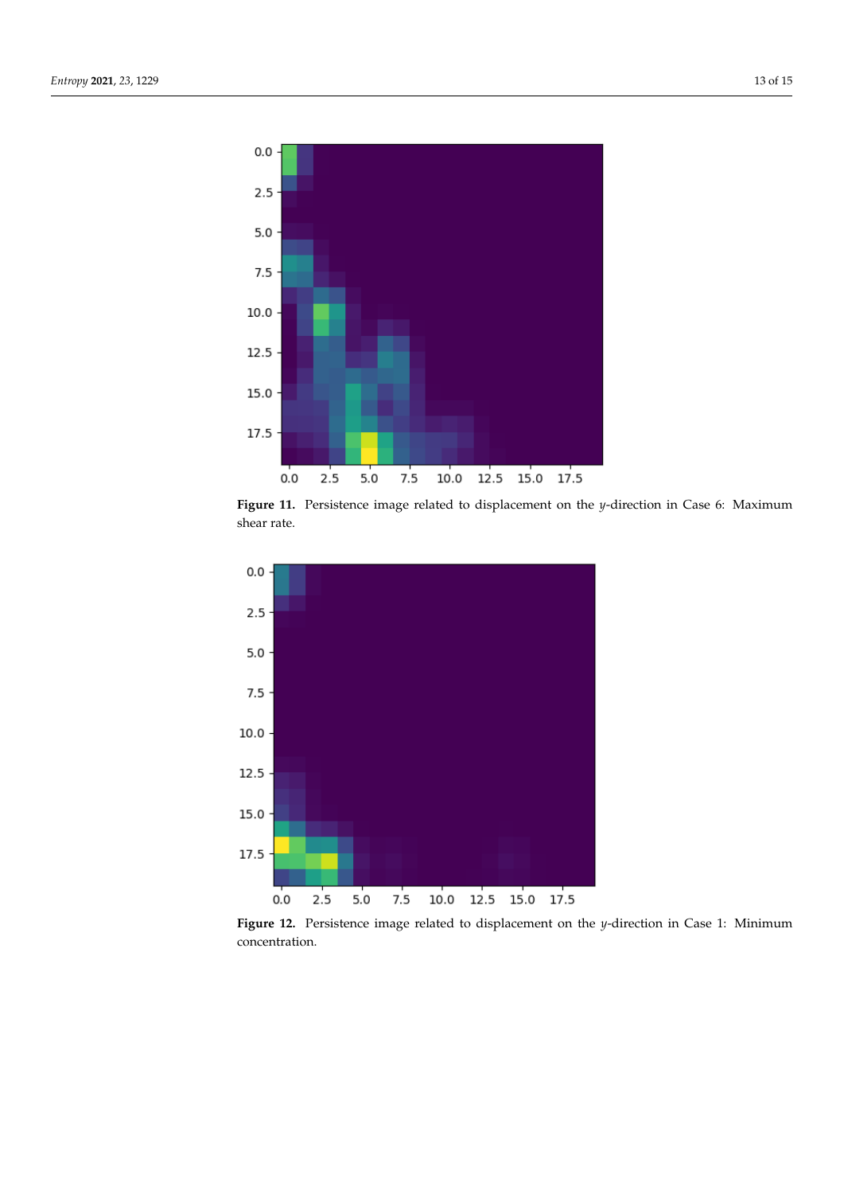**Figure 11.** Persistence image related to displacement on the $y$-direction in Case 6: Maximum shear rate.

**Figure 12.** Persistence image related to displacement on the $y$-direction in Case 1: Minimum concentration.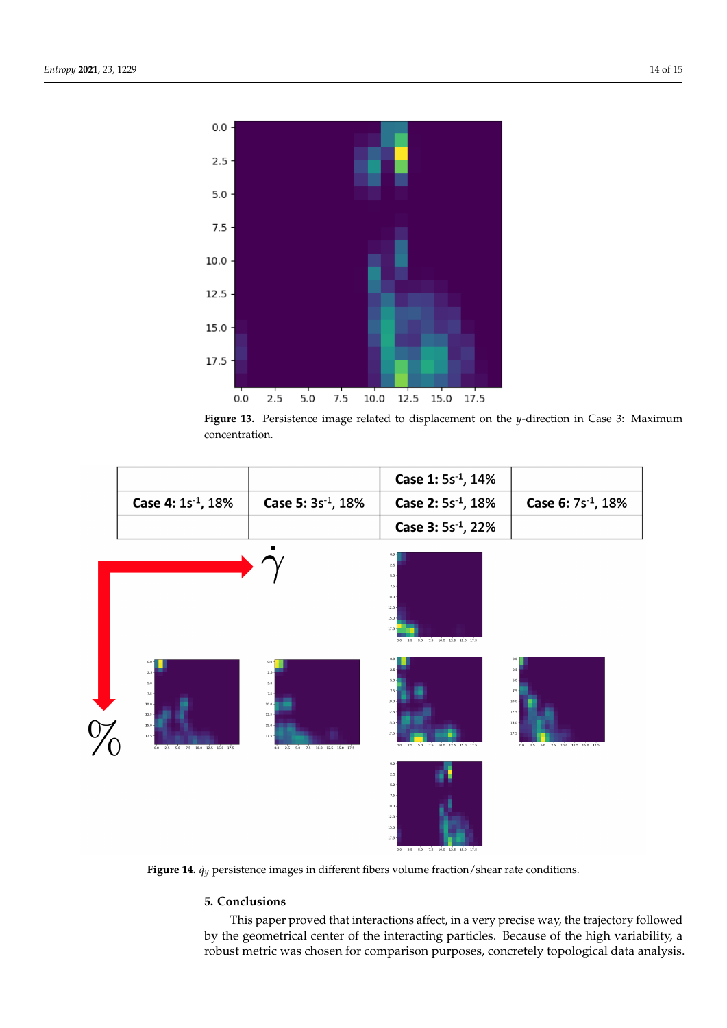**Figure 13.** Persistence image related to displacement on the *y*-direction in Case 3: Maximum concentration.

|  |  | **Case 1:** 5s$^{-1}$, 14% |  |
|---|---|---|---|
| **Case 4:** 1s$^{-1}$, 18% | **Case 5:** 3s$^{-1}$, 18% | **Case 2:** 5s$^{-1}$, 18% | **Case 6:** 7s$^{-1}$, 18% |
|  |  | **Case 3:** 5s$^{-1}$, 22% |  |

**Figure 14.** $\dot{q}_y$ persistence images in different fibers volume fraction/shear rate conditions.

## 5. Conclusions

This paper proved that interactions affect, in a very precise way, the trajectory followed by the geometrical center of the interacting particles. Because of the high variability, a robust metric was chosen for comparison purposes, concretely topological data analysis.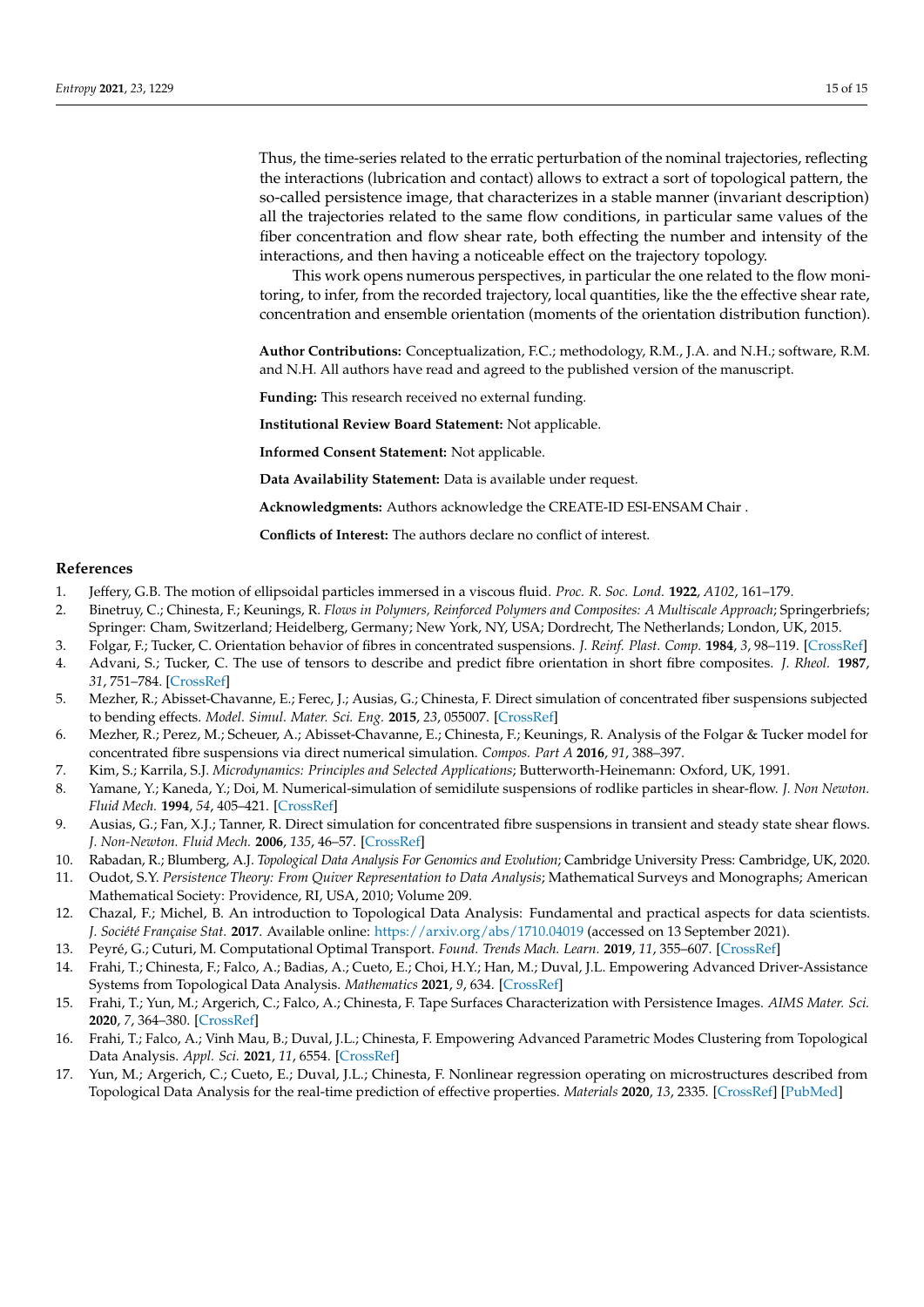Thus, the time-series related to the erratic perturbation of the nominal trajectories, reflecting the interactions (lubrication and contact) allows to extract a sort of topological pattern, the so-called persistence image, that characterizes in a stable manner (invariant description) all the trajectories related to the same flow conditions, in particular same values of the fiber concentration and flow shear rate, both effecting the number and intensity of the interactions, and then having a noticeable effect on the trajectory topology.

This work opens numerous perspectives, in particular the one related to the flow monitoring, to infer, from the recorded trajectory, local quantities, like the the effective shear rate, concentration and ensemble orientation (moments of the orientation distribution function).

**Author Contributions:** Conceptualization, F.C.; methodology, R.M., J.A. and N.H.; software, R.M. and N.H. All authors have read and agreed to the published version of the manuscript.

**Funding:** This research received no external funding.

**Institutional Review Board Statement:** Not applicable.

**Informed Consent Statement:** Not applicable.

**Data Availability Statement:** Data is available under request.

**Acknowledgments:** Authors acknowledge the CREATE-ID ESI-ENSAM Chair .

**Conflicts of Interest:** The authors declare no conflict of interest.

## References

1. Jeffery, G.B. The motion of ellipsoidal particles immersed in a viscous fluid. *Proc. R. Soc. Lond.* **1922**, *A102*, 161–179.
2. Binetruy, C.; Chinesta, F.; Keunings, R. *Flows in Polymers, Reinforced Polymers and Composites: A Multiscale Approach*; Springerbriefs; Springer: Cham, Switzerland; Heidelberg, Germany; New York, NY, USA; Dordrecht, The Netherlands; London, UK, 2015.
3. Folgar, F.; Tucker, C. Orientation behavior of fibres in concentrated suspensions. *J. Reinf. Plast. Comp.* **1984**, *3*, 98–119. [CrossRef]
4. Advani, S.; Tucker, C. The use of tensors to describe and predict fibre orientation in short fibre composites. *J. Rheol.* **1987**, *31*, 751–784. [CrossRef]
5. Mezher, R.; Abisset-Chavanne, E.; Ferec, J.; Ausias, G.; Chinesta, F. Direct simulation of concentrated fiber suspensions subjected to bending effects. *Model. Simul. Mater. Sci. Eng.* **2015**, *23*, 055007. [CrossRef]
6. Mezher, R.; Perez, M.; Scheuer, A.; Abisset-Chavanne, E.; Chinesta, F.; Keunings, R. Analysis of the Folgar & Tucker model for concentrated fibre suspensions via direct numerical simulation. *Compos. Part A* **2016**, *91*, 388–397.
7. Kim, S.; Karrila, S.J. *Microdynamics: Principles and Selected Applications*; Butterworth-Heinemann: Oxford, UK, 1991.
8. Yamane, Y.; Kaneda, Y.; Doi, M. Numerical-simulation of semidilute suspensions of rodlike particles in shear-flow. *J. Non Newton. Fluid Mech.* **1994**, *54*, 405–421. [CrossRef]
9. Ausias, G.; Fan, X.J.; Tanner, R. Direct simulation for concentrated fibre suspensions in transient and steady state shear flows. *J. Non-Newton. Fluid Mech.* **2006**, *135*, 46–57. [CrossRef]
10. Rabadan, R.; Blumberg, A.J. *Topological Data Analysis For Genomics and Evolution*; Cambridge University Press: Cambridge, UK, 2020.
11. Oudot, S.Y. *Persistence Theory: From Quiver Representation to Data Analysis*; Mathematical Surveys and Monographs; American Mathematical Society: Providence, RI, USA, 2010; Volume 209.
12. Chazal, F.; Michel, B. An introduction to Topological Data Analysis: Fundamental and practical aspects for data scientists. *J. Société Française Stat.* **2017**. Available online: https://arxiv.org/abs/1710.04019 (accessed on 13 September 2021).
13. Peyré, G.; Cuturi, M. Computational Optimal Transport. *Found. Trends Mach. Learn.* **2019**, *11*, 355–607. [CrossRef]
14. Frahi, T.; Chinesta, F.; Falco, A.; Badias, A.; Cueto, E.; Choi, H.Y.; Han, M.; Duval, J.L. Empowering Advanced Driver-Assistance Systems from Topological Data Analysis. *Mathematics* **2021**, *9*, 634. [CrossRef]
15. Frahi, T.; Yun, M.; Argerich, C.; Falco, A.; Chinesta, F. Tape Surfaces Characterization with Persistence Images. *AIMS Mater. Sci.* **2020**, *7*, 364–380. [CrossRef]
16. Frahi, T.; Falco, A.; Vinh Mau, B.; Duval, J.L.; Chinesta, F. Empowering Advanced Parametric Modes Clustering from Topological Data Analysis. *Appl. Sci.* **2021**, *11*, 6554. [CrossRef]
17. Yun, M.; Argerich, C.; Cueto, E.; Duval, J.L.; Chinesta, F. Nonlinear regression operating on microstructures described from Topological Data Analysis for the real-time prediction of effective properties. *Materials* **2020**, *13*, 2335. [CrossRef] [PubMed]